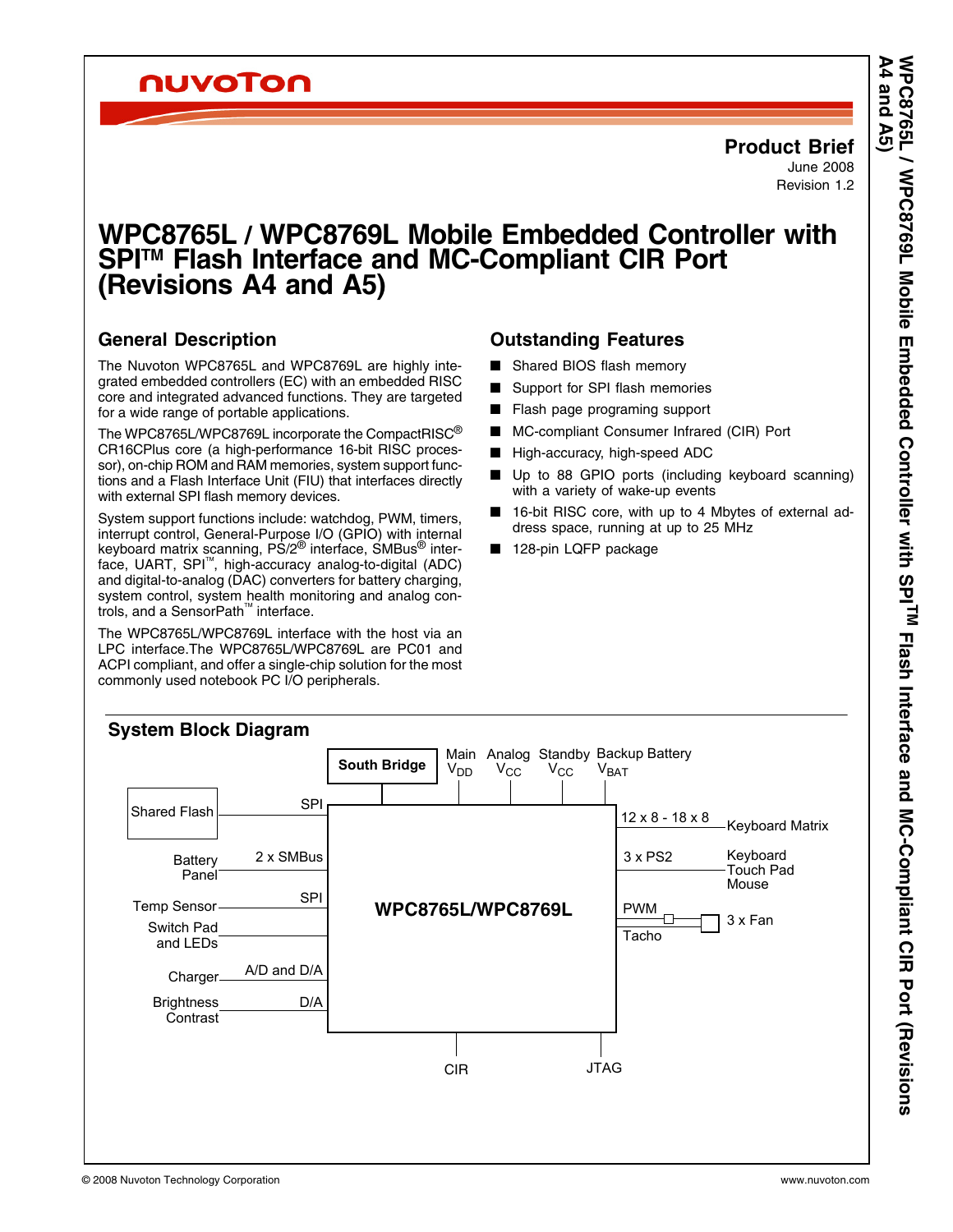# Product Brief

June 2008

Revision 1.2

# WPC8765L / WPC8769L Mobile Embedded Controller with SPI™ Flash Interface and MC-Compliant CIR Port (Revisions A4 and A5)

## General Description

The Nuvoton WPC8765L and WPC8769L are highly integrated embedded controllers (EC) with an embedded RISC core and integrated advanced functions. They are targeted for a wide range of portable applications.

The WPC8765L/WPC8769L incorporate the CompactRISC® CR16CPlus core (a high-performance 16-bit RISC processor), on-chip ROM and RAM memories, system support functions and a Flash Interface Unit (FIU) that interfaces directly with external SPI flash memory devices.

System support functions include: watchdog, PWM, timers, interrupt control, General-Purpose I/O (GPIO) with internal keyboard matrix scanning, PS/2® interface, SMBus® interface, UART, SPI™, high-accuracy analog-to-digital (ADC) and digital-to-analog (DAC) converters for battery charging, system control, system health monitoring and analog controls, and a SensorPath™ interface.

The WPC8765L/WPC8769L interface with the host via an LPC interface.The WPC8765L/WPC8769L are PC01 and ACPI compliant, and offer a single-chip solution for the most commonly used notebook PC I/O peripherals.

## Outstanding Features

- Shared BIOS flash memory
- Support for SPI flash memories
- Flash page programing support
- MC-compliant Consumer Infrared (CIR) Port
- High-accuracy, high-speed ADC
- Up to 88 GPIO ports (including keyboard scanning) with a variety of wake-up events
- 16-bit RISC core, with up to 4 Mbytes of external address space, running at up to 25 MHz
- 128-pin LQFP package

## System Block Diagram

South Bridge

Main $V_{DD}$ &nbsp; Analog $V_{CC}$ &nbsp; Standby $V_{CC}$ &nbsp; Backup Battery $V_{BAT}$

Shared Flash — SPI

Battery Panel — 2 x SMBus

Temp Sensor — SPI

Switch Pad and LEDs

Charger — A/D and D/A

Brightness Contrast — D/A

WPC8765L/WPC8769L

12 x 8 - 18 x 8 — Keyboard Matrix

3 x PS2 — Keyboard, Touch Pad, Mouse

PWM, Tacho — 3 x Fan

CIR &nbsp; JTAG

© 2008 Nuvoton Technology Corporation &nbsp; www.nuvoton.com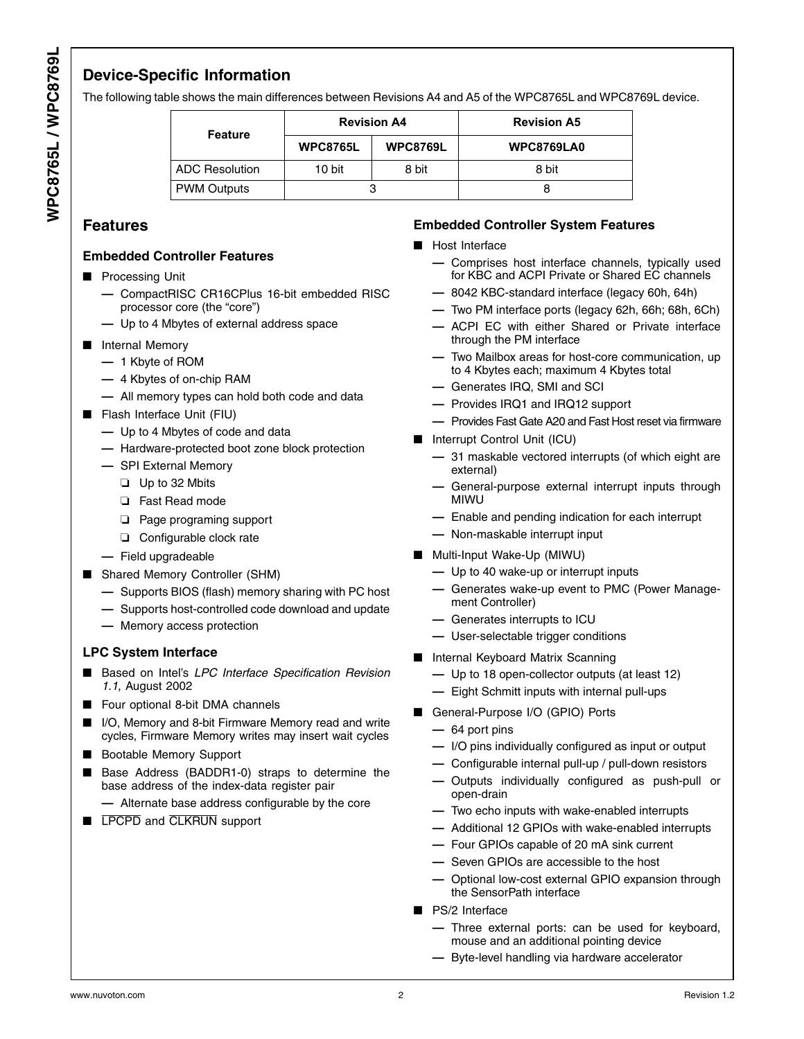## Device-Specific Information

The following table shows the main differences between Revisions A4 and A5 of the WPC8765L and WPC8769L device.

| Feature | Revision A4 | | Revision A5 |
|---|---|---|---|
| | **WPC8765L** | **WPC8769L** | **WPC8769LA0** |
| ADC Resolution | 10 bit | 8 bit | 8 bit |
| PWM Outputs | 3 | | 8 |

## Features

### Embedded Controller Features

- Processing Unit
  - CompactRISC CR16CPlus 16-bit embedded RISC processor core (the "core")
  - Up to 4 Mbytes of external address space
- Internal Memory
  - 1 Kbyte of ROM
  - 4 Kbytes of on-chip RAM
  - All memory types can hold both code and data
- Flash Interface Unit (FIU)
  - Up to 4 Mbytes of code and data
  - Hardware-protected boot zone block protection
  - SPI External Memory
    - Up to 32 Mbits
    - Fast Read mode
    - Page programing support
    - Configurable clock rate
  - Field upgradeable
- Shared Memory Controller (SHM)
  - Supports BIOS (flash) memory sharing with PC host
  - Supports host-controlled code download and update
  - Memory access protection

### LPC System Interface

- Based on Intel's *LPC Interface Specification Revision 1.1*, August 2002
- Four optional 8-bit DMA channels
- I/O, Memory and 8-bit Firmware Memory read and write cycles, Firmware Memory writes may insert wait cycles
- Bootable Memory Support
- Base Address (BADDR1-0) straps to determine the base address of the index-data register pair
  - Alternate base address configurable by the core
- $\overline{\text{LPCPD}}$ and $\overline{\text{CLKRUN}}$ support

### Embedded Controller System Features

- Host Interface
  - Comprises host interface channels, typically used for KBC and ACPI Private or Shared EC channels
  - 8042 KBC-standard interface (legacy 60h, 64h)
  - Two PM interface ports (legacy 62h, 66h; 68h, 6Ch)
  - ACPI EC with either Shared or Private interface through the PM interface
  - Two Mailbox areas for host-core communication, up to 4 Kbytes each; maximum 4 Kbytes total
  - Generates IRQ, SMI and SCI
  - Provides IRQ1 and IRQ12 support
  - Provides Fast Gate A20 and Fast Host reset via firmware
- Interrupt Control Unit (ICU)
  - 31 maskable vectored interrupts (of which eight are external)
  - General-purpose external interrupt inputs through MIWU
  - Enable and pending indication for each interrupt
  - Non-maskable interrupt input
- Multi-Input Wake-Up (MIWU)
  - Up to 40 wake-up or interrupt inputs
  - Generates wake-up event to PMC (Power Management Controller)
  - Generates interrupts to ICU
  - User-selectable trigger conditions
- Internal Keyboard Matrix Scanning
  - Up to 18 open-collector outputs (at least 12)
  - Eight Schmitt inputs with internal pull-ups
- General-Purpose I/O (GPIO) Ports
  - 64 port pins
  - I/O pins individually configured as input or output
  - Configurable internal pull-up / pull-down resistors
  - Outputs individually configured as push-pull or open-drain
  - Two echo inputs with wake-enabled interrupts
  - Additional 12 GPIOs with wake-enabled interrupts
  - Four GPIOs capable of 20 mA sink current
  - Seven GPIOs are accessible to the host
  - Optional low-cost external GPIO expansion through the SensorPath interface
- PS/2 Interface
  - Three external ports: can be used for keyboard, mouse and an additional pointing device
  - Byte-level handling via hardware accelerator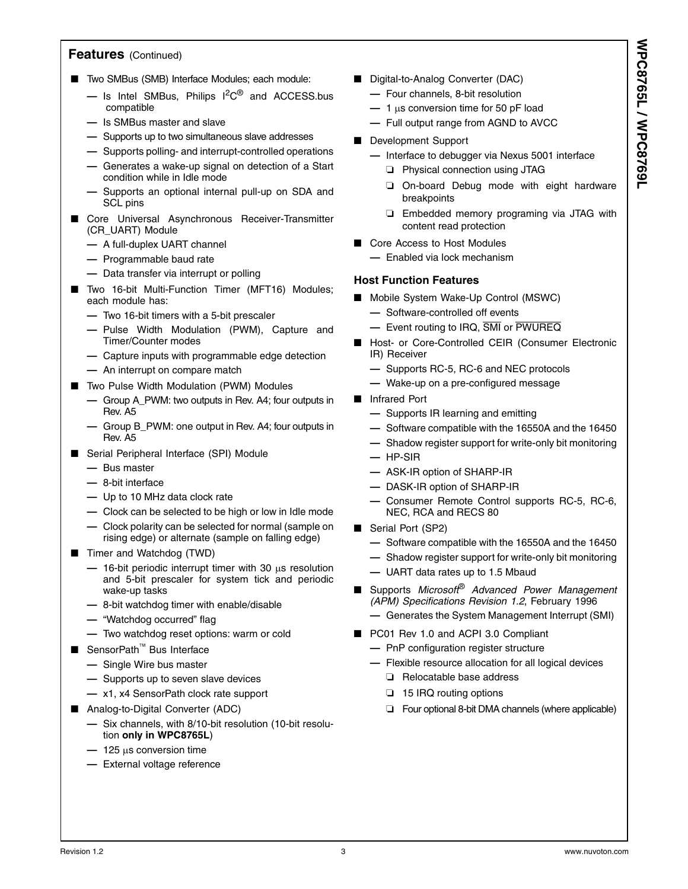## Features (Continued)

- Two SMBus (SMB) Interface Modules; each module:
  - Is Intel SMBus, Philips I$^2$C® and ACCESS.bus compatible
  - Is SMBus master and slave
  - Supports up to two simultaneous slave addresses
  - Supports polling- and interrupt-controlled operations
  - Generates a wake-up signal on detection of a Start condition while in Idle mode
  - Supports an optional internal pull-up on SDA and SCL pins
- Core Universal Asynchronous Receiver-Transmitter (CR_UART) Module
  - A full-duplex UART channel
  - Programmable baud rate
  - Data transfer via interrupt or polling
- Two 16-bit Multi-Function Timer (MFT16) Modules; each module has:
  - Two 16-bit timers with a 5-bit prescaler
  - Pulse Width Modulation (PWM), Capture and Timer/Counter modes
  - Capture inputs with programmable edge detection
  - An interrupt on compare match
- Two Pulse Width Modulation (PWM) Modules
  - Group A_PWM: two outputs in Rev. A4; four outputs in Rev. A5
  - Group B_PWM: one output in Rev. A4; four outputs in Rev. A5
- Serial Peripheral Interface (SPI) Module
  - Bus master
  - 8-bit interface
  - Up to 10 MHz data clock rate
  - Clock can be selected to be high or low in Idle mode
  - Clock polarity can be selected for normal (sample on rising edge) or alternate (sample on falling edge)
- Timer and Watchdog (TWD)
  - 16-bit periodic interrupt timer with 30 µs resolution and 5-bit prescaler for system tick and periodic wake-up tasks
  - 8-bit watchdog timer with enable/disable
  - “Watchdog occurred” flag
  - Two watchdog reset options: warm or cold
- SensorPath™ Bus Interface
  - Single Wire bus master
  - Supports up to seven slave devices
  - x1, x4 SensorPath clock rate support
- Analog-to-Digital Converter (ADC)
  - Six channels, with 8/10-bit resolution (10-bit resolution **only in WPC8765L**)
  - 125 µs conversion time
  - External voltage reference
- Digital-to-Analog Converter (DAC)
  - Four channels, 8-bit resolution
  - 1 µs conversion time for 50 pF load
  - Full output range from AGND to AVCC
- Development Support
  - Interface to debugger via Nexus 5001 interface
    - Physical connection using JTAG
    - On-board Debug mode with eight hardware breakpoints
    - Embedded memory programing via JTAG with content read protection
- Core Access to Host Modules
  - Enabled via lock mechanism

### Host Function Features

- Mobile System Wake-Up Control (MSWC)
  - Software-controlled off events
  - Event routing to IRQ, $\overline{\text{SMI}}$ or $\overline{\text{PWUREQ}}$
- Host- or Core-Controlled CEIR (Consumer Electronic IR) Receiver
  - Supports RC-5, RC-6 and NEC protocols
  - Wake-up on a pre-configured message
- Infrared Port
  - Supports IR learning and emitting
  - Software compatible with the 16550A and the 16450
  - Shadow register support for write-only bit monitoring
  - HP-SIR
  - ASK-IR option of SHARP-IR
  - DASK-IR option of SHARP-IR
  - Consumer Remote Control supports RC-5, RC-6, NEC, RCA and RECS 80
- Serial Port (SP2)
  - Software compatible with the 16550A and the 16450
  - Shadow register support for write-only bit monitoring
  - UART data rates up to 1.5 Mbaud
- Supports *Microsoft® Advanced Power Management (APM) Specifications Revision 1.2*, February 1996
  - Generates the System Management Interrupt (SMI)
- PC01 Rev 1.0 and ACPI 3.0 Compliant
  - PnP configuration register structure
  - Flexible resource allocation for all logical devices
    - Relocatable base address
    - 15 IRQ routing options
    - Four optional 8-bit DMA channels (where applicable)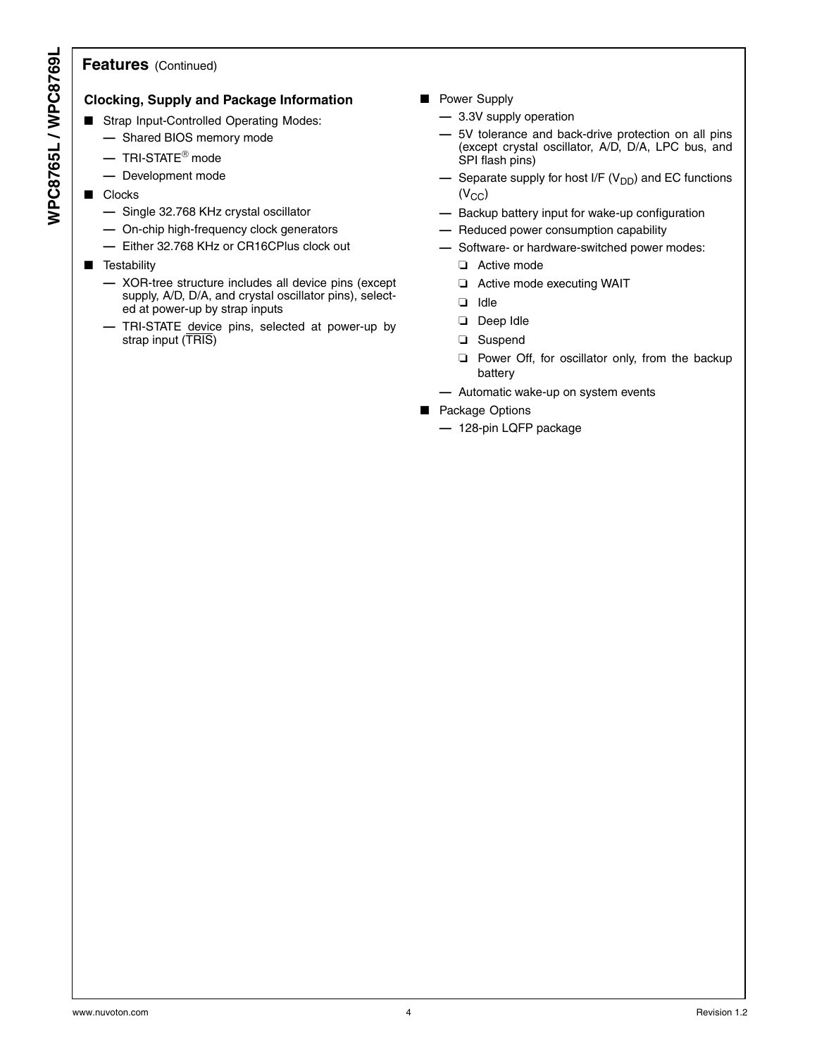## Features (Continued)

### Clocking, Supply and Package Information

- Strap Input-Controlled Operating Modes:
  - Shared BIOS memory mode
  - TRI-STATE® mode
  - Development mode
- Clocks
  - Single 32.768 KHz crystal oscillator
  - On-chip high-frequency clock generators
  - Either 32.768 KHz or CR16CPlus clock out
- Testability
  - XOR-tree structure includes all device pins (except supply, A/D, D/A, and crystal oscillator pins), selected at power-up by strap inputs
  - TRI-STATE device pins, selected at power-up by strap input (TRIS)
- Power Supply
  - 3.3V supply operation
  - 5V tolerance and back-drive protection on all pins (except crystal oscillator, A/D, D/A, LPC bus, and SPI flash pins)
  - Separate supply for host I/F ($V_{DD}$) and EC functions ($V_{CC}$)
  - Backup battery input for wake-up configuration
  - Reduced power consumption capability
  - Software- or hardware-switched power modes:
    - Active mode
    - Active mode executing WAIT
    - Idle
    - Deep Idle
    - Suspend
    - Power Off, for oscillator only, from the backup battery
  - Automatic wake-up on system events
- Package Options
  - 128-pin LQFP package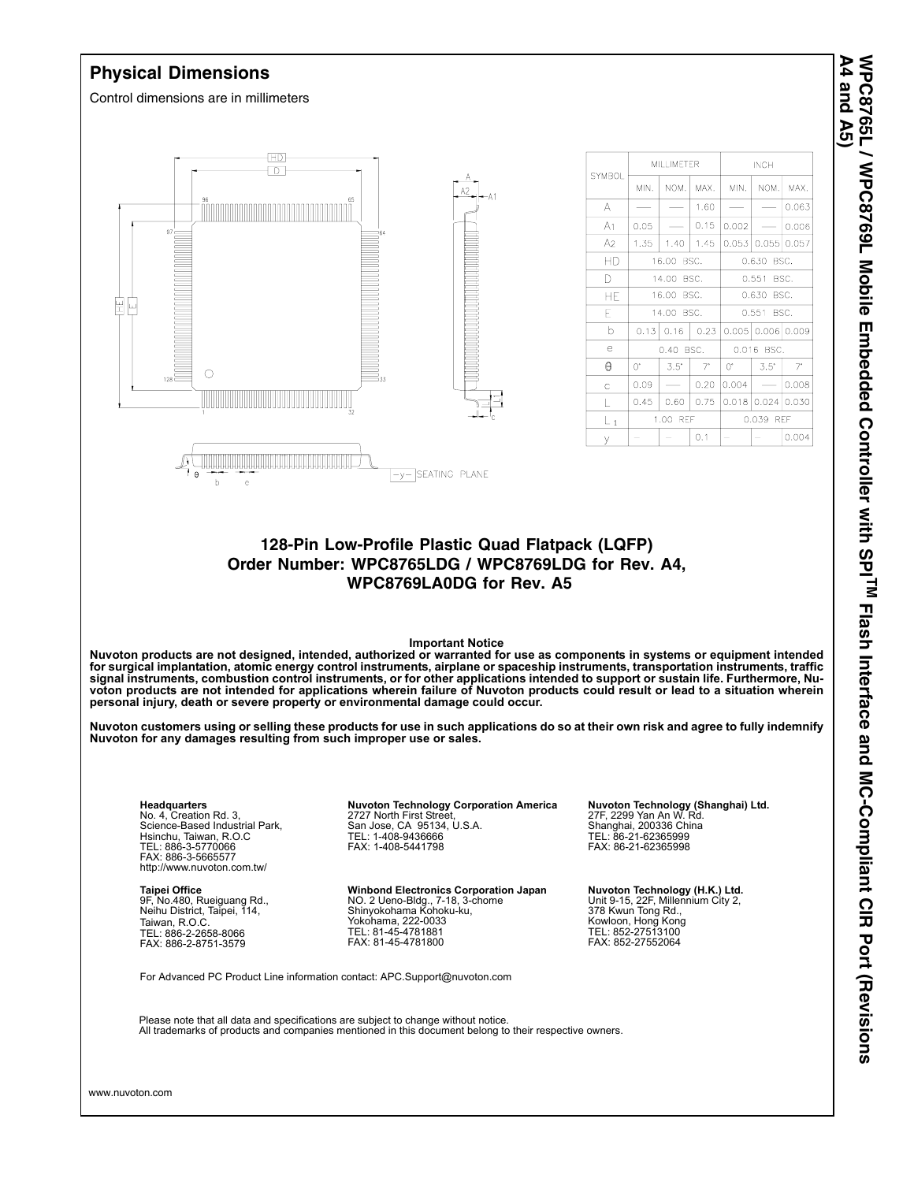## Physical Dimensions

Control dimensions are in millimeters

HD
D
96
65
97
64
HE
E
128
33
1
32
A
A2
A1
L
L1
c
θ
b
e
-y- SEATING PLANE

| SYMBOL | MILLIMETER | | | INCH | | |
|---|---|---|---|---|---|---|
| | MIN. | NOM. | MAX. | MIN. | NOM. | MAX. |
| A | — | — | 1.60 | — | — | 0.063 |
| A1 | 0.05 | — | 0.15 | 0.002 | — | 0.006 |
| A2 | 1.35 | 1.40 | 1.45 | 0.053 | 0.055 | 0.057 |
| HD | 16.00 BSC. | | | 0.630 BSC. | | |
| D | 14.00 BSC. | | | 0.551 BSC. | | |
| HE | 16.00 BSC. | | | 0.630 BSC. | | |
| E | 14.00 BSC. | | | 0.551 BSC. | | |
| b | 0.13 | 0.16 | 0.23 | 0.005 | 0.006 | 0.009 |
| e | 0.40 BSC. | | | 0.016 BSC. | | |
| θ | 0° | 3.5° | 7° | 0° | 3.5° | 7° |
| c | 0.09 | — | 0.20 | 0.004 | — | 0.008 |
| L | 0.45 | 0.60 | 0.75 | 0.018 | 0.024 | 0.030 |
| L1 | 1.00 REF | | | 0.039 REF | | |
| y | — | — | 0.1 | — | — | 0.004 |

**128-Pin Low-Profile Plastic Quad Flatpack (LQFP)**
**Order Number: WPC8765LDG / WPC8769LDG for Rev. A4,**
**WPC8769LA0DG for Rev. A5**

**Important Notice**

**Nuvoton products are not designed, intended, authorized or warranted for use as components in systems or equipment intended for surgical implantation, atomic energy control instruments, airplane or spaceship instruments, transportation instruments, traffic signal instruments, combustion control instruments, or for other applications intended to support or sustain life. Furthermore, Nuvoton products are not intended for applications wherein failure of Nuvoton products could result or lead to a situation wherein personal injury, death or severe property or environmental damage could occur.**

**Nuvoton customers using or selling these products for use in such applications do so at their own risk and agree to fully indemnify Nuvoton for any damages resulting from such improper use or sales.**

**Headquarters**
No. 4, Creation Rd. 3,
Science-Based Industrial Park,
Hsinchu, Taiwan, R.O.C
TEL: 886-3-5770066
FAX: 886-3-5665577
http://www.nuvoton.com.tw/

**Nuvoton Technology Corporation America**
2727 North First Street,
San Jose, CA 95134, U.S.A.
TEL: 1-408-9436666
FAX: 1-408-5441798

**Nuvoton Technology (Shanghai) Ltd.**
27F, 2299 Yan An W. Rd.
Shanghai, 200336 China
TEL: 86-21-62365999
FAX: 86-21-62365998

**Taipei Office**
9F, No.480, Rueiguang Rd.,
Neihu District, Taipei, 114,
Taiwan, R.O.C.
TEL: 886-2-2658-8066
FAX: 886-2-8751-3579

**Winbond Electronics Corporation Japan**
NO. 2 Ueno-Bldg., 7-18, 3-chome
Shinyokohama Kohoku-ku,
Yokohama, 222-0033
TEL: 81-45-4781881
FAX: 81-45-4781800

**Nuvoton Technology (H.K.) Ltd.**
Unit 9-15, 22F, Millennium City 2,
378 Kwun Tong Rd.,
Kowloon, Hong Kong
TEL: 852-27513100
FAX: 852-27552064

For Advanced PC Product Line information contact: APC.Support@nuvoton.com

Please note that all data and specifications are subject to change without notice.
All trademarks of products and companies mentioned in this document belong to their respective owners.

www.nuvoton.com